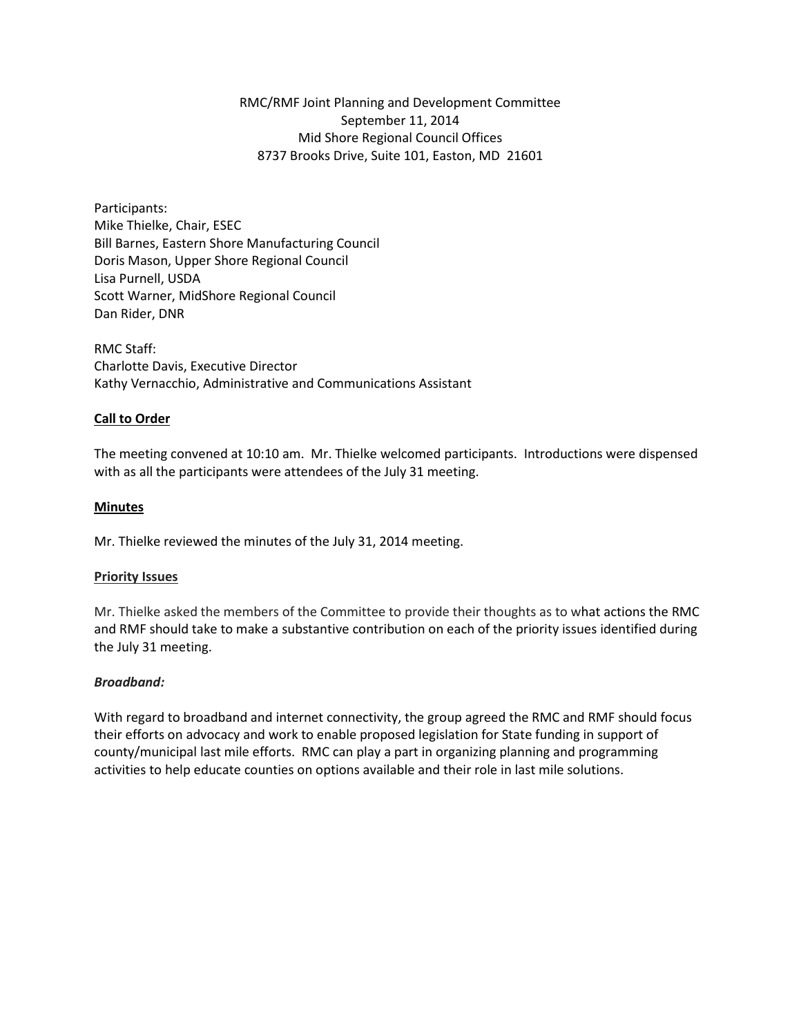RMC/RMF Joint Planning and Development Committee
September 11, 2014
Mid Shore Regional Council Offices
8737 Brooks Drive, Suite 101, Easton, MD 21601

Participants:
Mike Thielke, Chair, ESEC
Bill Barnes, Eastern Shore Manufacturing Council
Doris Mason, Upper Shore Regional Council
Lisa Purnell, USDA
Scott Warner, MidShore Regional Council
Dan Rider, DNR

RMC Staff:
Charlotte Davis, Executive Director
Kathy Vernacchio, Administrative and Communications Assistant

**Call to Order**

The meeting convened at 10:10 am. Mr. Thielke welcomed participants. Introductions were dispensed with as all the participants were attendees of the July 31 meeting.

**Minutes**

Mr. Thielke reviewed the minutes of the July 31, 2014 meeting.

**Priority Issues**

Mr. Thielke asked the members of the Committee to provide their thoughts as to what actions the RMC and RMF should take to make a substantive contribution on each of the priority issues identified during the July 31 meeting.

***Broadband:***

With regard to broadband and internet connectivity, the group agreed the RMC and RMF should focus their efforts on advocacy and work to enable proposed legislation for State funding in support of county/municipal last mile efforts. RMC can play a part in organizing planning and programming activities to help educate counties on options available and their role in last mile solutions.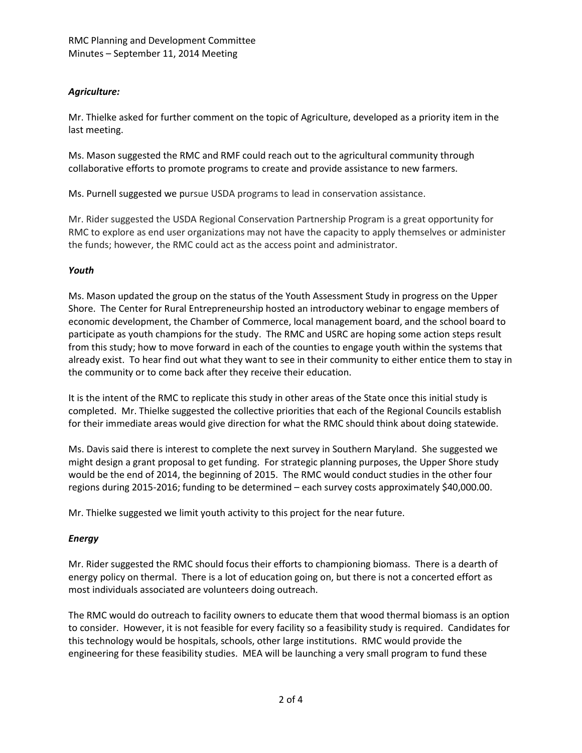### *Agriculture:*

Mr. Thielke asked for further comment on the topic of Agriculture, developed as a priority item in the last meeting.

Ms. Mason suggested the RMC and RMF could reach out to the agricultural community through collaborative efforts to promote programs to create and provide assistance to new farmers.

Ms. Purnell suggested we pursue USDA programs to lead in conservation assistance.

Mr. Rider suggested the USDA Regional Conservation Partnership Program is a great opportunity for RMC to explore as end user organizations may not have the capacity to apply themselves or administer the funds; however, the RMC could act as the access point and administrator.

### *Youth*

Ms. Mason updated the group on the status of the Youth Assessment Study in progress on the Upper Shore. The Center for Rural Entrepreneurship hosted an introductory webinar to engage members of economic development, the Chamber of Commerce, local management board, and the school board to participate as youth champions for the study. The RMC and USRC are hoping some action steps result from this study; how to move forward in each of the counties to engage youth within the systems that already exist. To hear find out what they want to see in their community to either entice them to stay in the community or to come back after they receive their education.

It is the intent of the RMC to replicate this study in other areas of the State once this initial study is completed. Mr. Thielke suggested the collective priorities that each of the Regional Councils establish for their immediate areas would give direction for what the RMC should think about doing statewide.

Ms. Davis said there is interest to complete the next survey in Southern Maryland. She suggested we might design a grant proposal to get funding. For strategic planning purposes, the Upper Shore study would be the end of 2014, the beginning of 2015. The RMC would conduct studies in the other four regions during 2015-2016; funding to be determined – each survey costs approximately $40,000.00.

Mr. Thielke suggested we limit youth activity to this project for the near future.

### *Energy*

Mr. Rider suggested the RMC should focus their efforts to championing biomass. There is a dearth of energy policy on thermal. There is a lot of education going on, but there is not a concerted effort as most individuals associated are volunteers doing outreach.

The RMC would do outreach to facility owners to educate them that wood thermal biomass is an option to consider. However, it is not feasible for every facility so a feasibility study is required. Candidates for this technology would be hospitals, schools, other large institutions. RMC would provide the engineering for these feasibility studies. MEA will be launching a very small program to fund these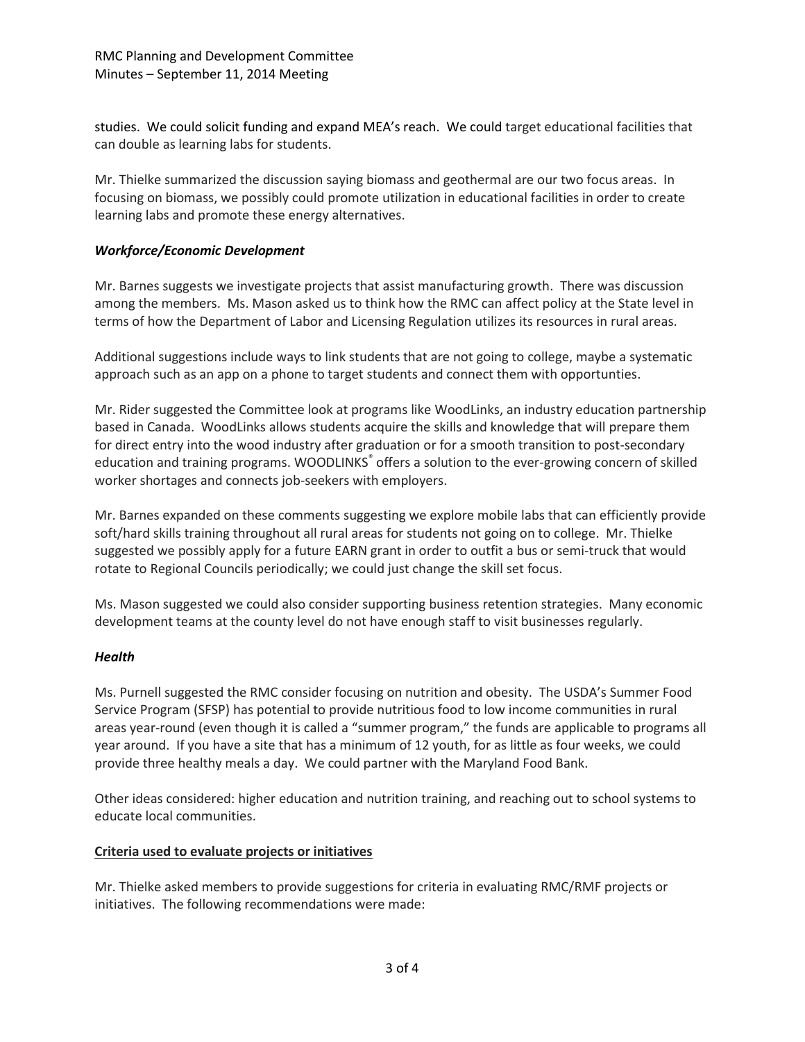studies. We could solicit funding and expand MEA's reach. We could target educational facilities that can double as learning labs for students.

Mr. Thielke summarized the discussion saying biomass and geothermal are our two focus areas. In focusing on biomass, we possibly could promote utilization in educational facilities in order to create learning labs and promote these energy alternatives.

### *Workforce/Economic Development*

Mr. Barnes suggests we investigate projects that assist manufacturing growth. There was discussion among the members. Ms. Mason asked us to think how the RMC can affect policy at the State level in terms of how the Department of Labor and Licensing Regulation utilizes its resources in rural areas.

Additional suggestions include ways to link students that are not going to college, maybe a systematic approach such as an app on a phone to target students and connect them with opportunties.

Mr. Rider suggested the Committee look at programs like WoodLinks, an industry education partnership based in Canada. WoodLinks allows students acquire the skills and knowledge that will prepare them for direct entry into the wood industry after graduation or for a smooth transition to post-secondary education and training programs. WOODLINKS® offers a solution to the ever-growing concern of skilled worker shortages and connects job-seekers with employers.

Mr. Barnes expanded on these comments suggesting we explore mobile labs that can efficiently provide soft/hard skills training throughout all rural areas for students not going on to college. Mr. Thielke suggested we possibly apply for a future EARN grant in order to outfit a bus or semi-truck that would rotate to Regional Councils periodically; we could just change the skill set focus.

Ms. Mason suggested we could also consider supporting business retention strategies. Many economic development teams at the county level do not have enough staff to visit businesses regularly.

### *Health*

Ms. Purnell suggested the RMC consider focusing on nutrition and obesity. The USDA's Summer Food Service Program (SFSP) has potential to provide nutritious food to low income communities in rural areas year-round (even though it is called a "summer program," the funds are applicable to programs all year around. If you have a site that has a minimum of 12 youth, for as little as four weeks, we could provide three healthy meals a day. We could partner with the Maryland Food Bank.

Other ideas considered: higher education and nutrition training, and reaching out to school systems to educate local communities.

### Criteria used to evaluate projects or initiatives

Mr. Thielke asked members to provide suggestions for criteria in evaluating RMC/RMF projects or initiatives. The following recommendations were made: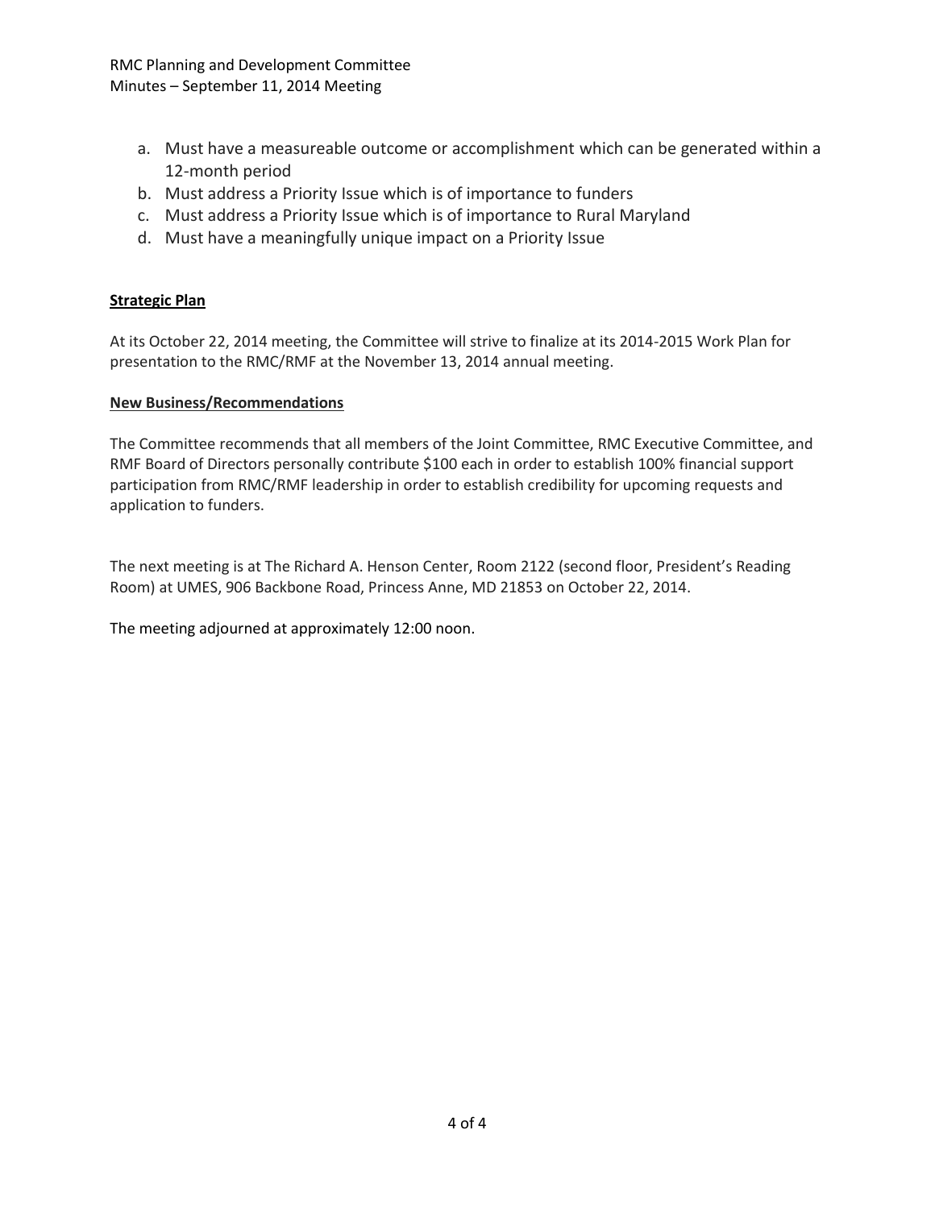a. Must have a measureable outcome or accomplishment which can be generated within a 12-month period
b. Must address a Priority Issue which is of importance to funders
c. Must address a Priority Issue which is of importance to Rural Maryland
d. Must have a meaningfully unique impact on a Priority Issue

**Strategic Plan**

At its October 22, 2014 meeting, the Committee will strive to finalize at its 2014-2015 Work Plan for presentation to the RMC/RMF at the November 13, 2014 annual meeting.

**New Business/Recommendations**

The Committee recommends that all members of the Joint Committee, RMC Executive Committee, and RMF Board of Directors personally contribute $100 each in order to establish 100% financial support participation from RMC/RMF leadership in order to establish credibility for upcoming requests and application to funders.

The next meeting is at The Richard A. Henson Center, Room 2122 (second floor, President's Reading Room) at UMES, 906 Backbone Road, Princess Anne, MD 21853 on October 22, 2014.

The meeting adjourned at approximately 12:00 noon.